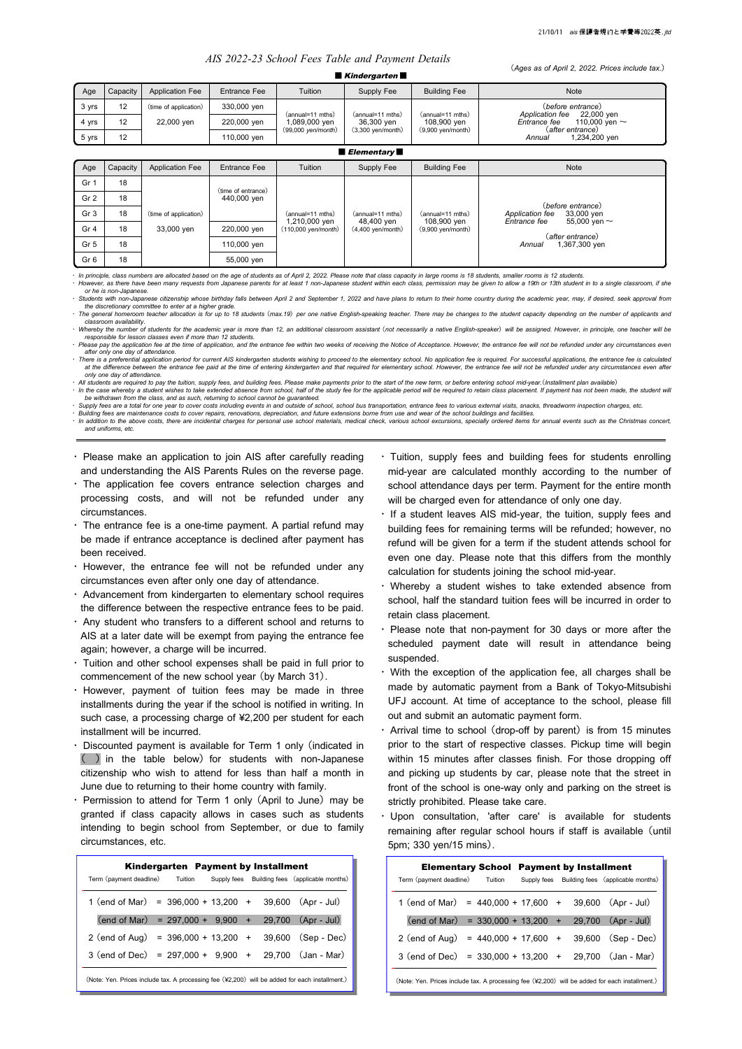# AIS 2022-23 School Fees Table and Payment Details

(Ages as of April 2, 2022. Prices include tax.)

## ■ Kindergarten ■

| Age | Capacity | Application Fee | Entrance Fee | Tuition | Supply Fee | Building Fee | Note |
|---|---|---|---|---|---|---|---|
| 3 yrs | 12 | (time of application) 22,000 yen | 330,000 yen | (annual=11 mths) 1,089,000 yen (99,000 yen/month) | (annual=11 mths) 36,300 yen (3,300 yen/month) | (annual=11 mths) 108,900 yen (9,900 yen/month) | (before entrance) Application fee 22,000 yen Entrance fee 110,000 yen ~ (after entrance) Annual 1,234,200 yen |
| 4 yrs | 12 | | 220,000 yen | | | | |
| 5 yrs | 12 | | 110,000 yen | | | | |

## ■ Elementary ■

| Age | Capacity | Application Fee | Entrance Fee | Tuition | Supply Fee | Building Fee | Note |
|---|---|---|---|---|---|---|---|
| Gr 1 | 18 | (time of application) 33,000 yen | (time of entrance) 440,000 yen | (annual=11 mths) 1,210,000 yen (110,000 yen/month) | (annual=11 mths) 48,400 yen (4,400 yen/month) | (annual=11 mths) 108,900 yen (9,900 yen/month) | (before entrance) Application fee 33,000 yen Entrance fee 55,000 yen ~ (after entrance) Annual 1,367,300 yen |
| Gr 2 | 18 | | | | | | |
| Gr 3 | 18 | | | | | | |
| Gr 4 | 18 | | 220,000 yen | | | | |
| Gr 5 | 18 | | 110,000 yen | | | | |
| Gr 6 | 18 | | 55,000 yen | | | | |

- In principle, class numbers are allocated based on the age of students as of April 2, 2022. Please note that class capacity in large rooms is 18 students, smaller rooms is 12 students.
- However, as there have been many requests from Japanese parents for at least 1 non-Japanese student within each class, permission may be given to allow a 19th or 13th student in to a single classroom, if she or he is non-Japanese.
- Students with non-Japanese citizenship whose birthday falls between April 2 and September 1, 2022 and have plans to return to their home country during the academic year, may, if desired, seek approval from the discretionary committee to enter at a higher grade.
- The general homeroom teacher allocation is for up to 18 students (max.19) per one native English-speaking teacher. There may be changes to the student capacity depending on the number of applicants and classroom availability.
- Whereby the number of students for the academic year is more than 12, an additional classroom assistant (not necessarily a native English-speaker) will be assigned. However, in principle, one teacher will be responsible for lesson classes even if more than 12 students.
- Please pay the application fee at the time of application, and the entrance fee within two weeks of receiving the Notice of Acceptance. However, the entrance fee will not be refunded under any circumstances even after only one day of attendance.
- There is a preferential application period for current AIS kindergarten students wishing to proceed to the elementary school. No application fee is required. For successful applications, the entrance fee is calculated at the difference between the entrance fee paid at the time of entering kindergarten and that required for elementary school. However, the entrance fee will not be refunded under any circumstances even after only one day of attendance.
- All students are required to pay the tuition, supply fees, and building fees. Please make payments prior to the start of the new term, or before entering school mid-year.(Installment plan available)
- In the case whereby a student wishes to take extended absence from school, half of the study fee for the applicable period will be required to retain class placement. If payment has not been made, the student will be withdrawn from the class, and as such, returning to school cannot be guaranteed.
- Supply fees are a total for one year to cover costs including events in and outside of school, school bus transportation, entrance fees to various external visits, snacks, threadworm inspection charges, etc.
- Building fees are maintenance costs to cover repairs, renovations, depreciation, and future extensions borne from use and wear of the school buildings and facilities.
- In addition to the above costs, there are incidental charges for personal use school materials, medical check, various school excursions, specially ordered items for annual events such as the Christmas concert, and uniforms, etc.

---

- Please make an application to join AIS after carefully reading and understanding the AIS Parents Rules on the reverse page.
- The application fee covers entrance selection charges and processing costs, and will not be refunded under any circumstances.
- The entrance fee is a one-time payment. A partial refund may be made if entrance acceptance is declined after payment has been received.
- However, the entrance fee will not be refunded under any circumstances even after only one day of attendance.
- Advancement from kindergarten to elementary school requires the difference between the respective entrance fees to be paid.
- Any student who transfers to a different school and returns to AIS at a later date will be exempt from paying the entrance fee again; however, a charge will be incurred.
- Tuition and other school expenses shall be paid in full prior to commencement of the new school year (by March 31).
- However, payment of tuition fees may be made in three installments during the year if the school is notified in writing. In such case, a processing charge of ¥2,200 per student for each installment will be incurred.
- Discounted payment is available for Term 1 only (indicated in ( ) in the table below) for students with non-Japanese citizenship who wish to attend for less than half a month in June due to returning to their home country with family.
- Permission to attend for Term 1 only (April to June) may be granted if class capacity allows in cases such as students intending to begin school from September, or due to family circumstances, etc.

**Kindergarten Payment by Installment**

| Term (payment deadline) | Tuition | Supply fees | Building fees | (applicable months) |
|---|---|---|---|---|
| 1 (end of Mar) | = 396,000 + | 13,200 + | 39,600 | (Apr - Jul) |
| (end of Mar) | = 297,000 + | 9,900 + | 29,700 | (Apr - Jul) |
| 2 (end of Aug) | = 396,000 + | 13,200 + | 39,600 | (Sep - Dec) |
| 3 (end of Dec) | = 297,000 + | 9,900 + | 29,700 | (Jan - Mar) |

(Note: Yen. Prices include tax. A processing fee (¥2,200) will be added for each installment.)

- Tuition, supply fees and building fees for students enrolling mid-year are calculated monthly according to the number of school attendance days per term. Payment for the entire month will be charged even for attendance of only one day.
- If a student leaves AIS mid-year, the tuition, supply fees and building fees for remaining terms will be refunded; however, no refund will be given for a term if the student attends school for even one day. Please note that this differs from the monthly calculation for students joining the school mid-year.
- Whereby a student wishes to take extended absence from school, half the standard tuition fees will be incurred in order to retain class placement.
- Please note that non-payment for 30 days or more after the scheduled payment date will result in attendance being suspended.
- With the exception of the application fee, all charges shall be made by automatic payment from a Bank of Tokyo-Mitsubishi UFJ account. At time of acceptance to the school, please fill out and submit an automatic payment form.
- Arrival time to school (drop-off by parent) is from 15 minutes prior to the start of respective classes. Pickup time will begin within 15 minutes after classes finish. For those dropping off and picking up students by car, please note that the street in front of the school is one-way only and parking on the street is strictly prohibited. Please take care.
- Upon consultation, 'after care' is available for students remaining after regular school hours if staff is available (until 5pm; 330 yen/15 mins).

**Elementary School Payment by Installment**

| Term (payment deadline) | Tuition | Supply fees | Building fees | (applicable months) |
|---|---|---|---|---|
| 1 (end of Mar) | = 440,000 + | 17,600 + | 39,600 | (Apr - Jul) |
| (end of Mar) | = 330,000 + | 13,200 + | 29,700 | (Apr - Jul) |
| 2 (end of Aug) | = 440,000 + | 17,600 + | 39,600 | (Sep - Dec) |
| 3 (end of Dec) | = 330,000 + | 13,200 + | 29,700 | (Jan - Mar) |

(Note: Yen. Prices include tax. A processing fee (¥2,200) will be added for each installment.)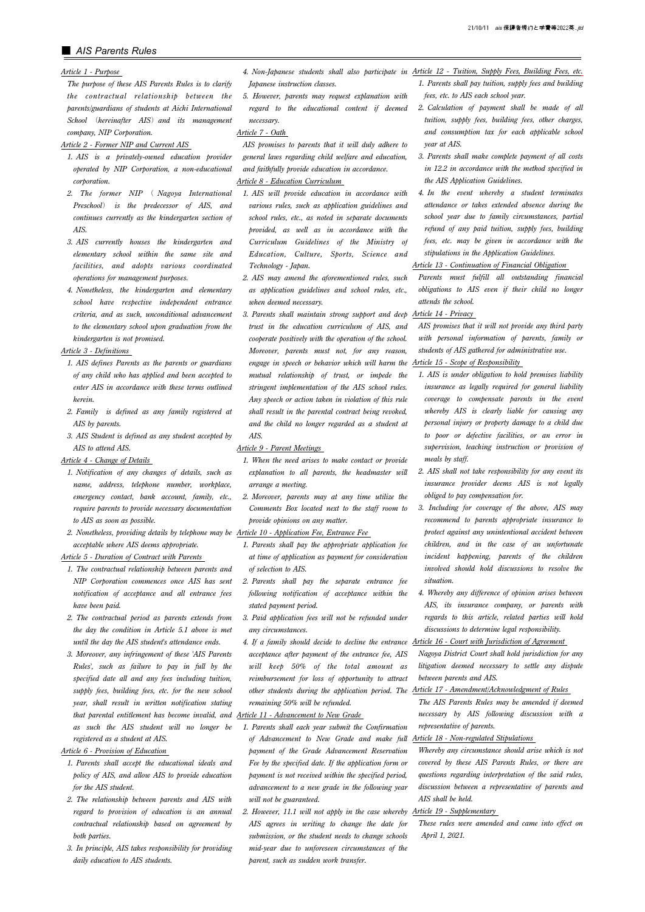## AIS Parents Rules

*Article 1 - Purpose*

*The purpose of these AIS Parents Rules is to clarify the contractual relationship between the parents/guardians of students at Aichi International School (hereinafter AIS) and its management company, NIP Corporation.*

*Article 2 - Former NIP and Current AIS*

1. *AIS is a privately-owned education provider operated by NIP Corporation, a non-educational corporation.*
2. *The former NIP (Nagoya International Preschool) is the predecessor of AIS, and continues currently as the kindergarten section of AIS.*
3. *AIS currently houses the kindergarten and elementary school within the same site and facilities, and adopts various coordinated operations for management purposes.*
4. *Nonetheless, the kindergarten and elementary school have respective independent entrance criteria, and as such, unconditional advancement to the elementary school upon graduation from the kindergarten is not promised.*

*Article 3 - Definitions*

1. *AIS defines Parents as the parents or guardians of any child who has applied and been accepted to enter AIS in accordance with these terms outlined herein.*
2. *Family is defined as any family registered at AIS by parents.*
3. *AIS Student is defined as any student accepted by AIS to attend AIS.*

*Article 4 - Change of Details*

1. *Notification of any changes of details, such as name, address, telephone number, workplace, emergency contact, bank account, family, etc., require parents to provide necessary documentation to AIS as soon as possible.*
2. *Nonetheless, providing details by telephone may be acceptable where AIS deems appropriate.*

*Article 5 - Duration of Contract with Parents*

1. *The contractual relationship between parents and NIP Corporation commences once AIS has sent notification of acceptance and all entrance fees have been paid.*
2. *The contractual period as parents extends from the day the condition in Article 5.1 above is met until the day the AIS student's attendance ends.*
3. *Moreover, any infringement of these 'AIS Parents Rules', such as failure to pay in full by the specified date all and any fees including tuition, supply fees, building fees, etc. for the new school year, shall result in written notification stating that parental entitlement has become invalid, and as such the AIS student will no longer be registered as a student at AIS.*

*Article 6 - Provision of Education*

1. *Parents shall accept the educational ideals and policy of AIS, and allow AIS to provide education for the AIS student.*
2. *The relationship between parents and AIS with regard to provision of education is an annual contractual relationship based on agreement by both parties.*
3. *In principle, AIS takes responsibility for providing daily education to AIS students.*
4. *Non-Japanese students shall also participate in Japanese instruction classes.*
5. *However, parents may request explanation with regard to the educational content if deemed necessary.*

*Article 7 - Oath*

*AIS promises to parents that it will duly adhere to general laws regarding child welfare and education, and faithfully provide education in accordance.*

*Article 8 - Education Curriculum*

1. *AIS will provide education in accordance with various rules, such as application guidelines and school rules, etc., as noted in separate documents provided, as well as in accordance with the Curriculum Guidelines of the Ministry of Education, Culture, Sports, Science and Technology - Japan.*
2. *AIS may amend the aforementioned rules, such as application guidelines and school rules, etc., when deemed necessary.*
3. *Parents shall maintain strong support and deep trust in the education curriculum of AIS, and cooperate positively with the operation of the school. Moreover, parents must not, for any reason, engage in speech or behavior which will harm the mutual relationship of trust, or impede the stringent implementation of the AIS school rules. Any speech or action taken in violation of this rule shall result in the parental contract being revoked, and the child no longer regarded as a student at AIS.*

*Article 9 - Parent Meetings*

1. *When the need arises to make contact or provide explanation to all parents, the headmaster will arrange a meeting.*
2. *Moreover, parents may at any time utilize the Comments Box located next to the staff room to provide opinions on any matter.*

*Article 10 - Application Fee, Entrance Fee*

1. *Parents shall pay the appropriate application fee at time of application as payment for consideration of selection to AIS.*
2. *Parents shall pay the separate entrance fee following notification of acceptance within the stated payment period.*
3. *Paid application fees will not be refunded under any circumstances.*
4. *If a family should decide to decline the entrance acceptance after payment of the entrance fee, AIS will keep 50% of the total amount as reimbursement for loss of opportunity to attract other students during the application period. The remaining 50% will be refunded.*

*Article 11 - Advancement to New Grade*

1. *Parents shall each year submit the Confirmation of Advancement to New Grade and make full payment of the Grade Advancement Reservation Fee by the specified date. If the application form or payment is not received within the specified period, advancement to a new grade in the following year will not be guaranteed.*
2. *However, 11.1 will not apply in the case whereby AIS agrees in writing to change the date for submission, or the student needs to change schools mid-year due to unforeseen circumstances of the parent, such as sudden work transfer.*

*Article 12 - Tuition, Supply Fees, Building Fees, etc.*

1. *Parents shall pay tuition, supply fees and building fees, etc. to AIS each school year.*
2. *Calculation of payment shall be made of all tuition, supply fees, building fees, other charges, and consumption tax for each applicable school year at AIS.*
3. *Parents shall make complete payment of all costs in 12.2 in accordance with the method specified in the AIS Application Guidelines.*
4. *In the event whereby a student terminates attendance or takes extended absence during the school year due to family circumstances, partial refund of any paid tuition, supply fees, building fees, etc. may be given in accordance with the stipulations in the Application Guidelines.*

*Article 13 - Continuation of Financial Obligation*

*Parents must fulfill all outstanding financial obligations to AIS even if their child no longer attends the school.*

*Article 14 - Privacy*

*AIS promises that it will not provide any third party with personal information of parents, family or students of AIS gathered for administrative use.*

*Article 15 - Scope of Responsibility*

1. *AIS is under obligation to hold premises liability insurance as legally required for general liability coverage to compensate parents in the event whereby AIS is clearly liable for causing any personal injury or property damage to a child due to poor or defective facilities, or an error in supervision, teaching instruction or provision of meals by staff.*
2. *AIS shall not take responsibility for any event its insurance provider deems AIS is not legally obliged to pay compensation for.*
3. *Including for coverage of the above, AIS may recommend to parents appropriate insurance to protect against any unintentional accident between children, and in the case of an unfortunate incident happening, parents of the children involved should hold discussions to resolve the situation.*
4. *Whereby any difference of opinion arises between AIS, its insurance company, or parents with regards to this article, related parties will hold discussions to determine legal responsibility.*

*Article 16 - Court with Jurisdiction of Agreement*

*Nagoya District Court shall hold jurisdiction for any litigation deemed necessary to settle any dispute between parents and AIS.*

*Article 17 - Amendment/Acknowledgment of Rules*

*The AIS Parents Rules may be amended if deemed necessary by AIS following discussion with a representative of parents.*

*Article 18 - Non-regulated Stipulations*

*Whereby any circumstance should arise which is not covered by these AIS Parents Rules, or there are questions regarding interpretation of the said rules, discussion between a representative of parents and AIS shall be held.*

*Article 19 - Supplementary*

*These rules were amended and came into effect on April 1, 2021.*